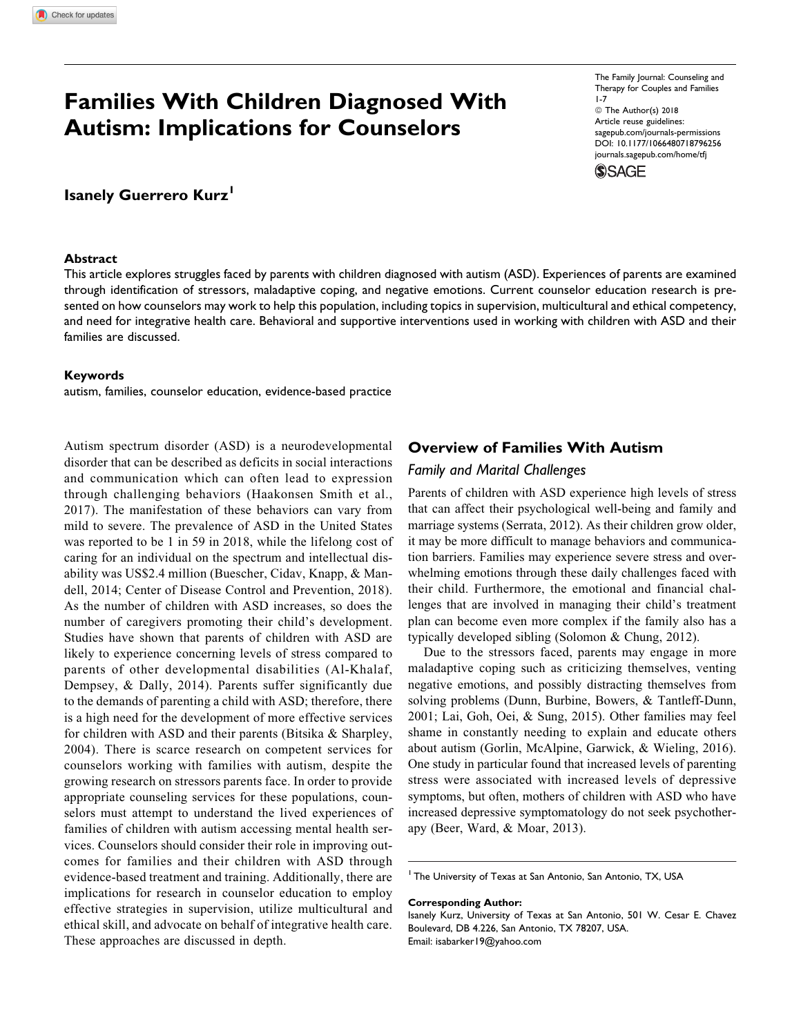# Families With Children Diagnosed With Autism: Implications for Counselors

The Family Journal: Counseling and Therapy for Couples and Families
1-7
© The Author(s) 2018
Article reuse guidelines: sagepub.com/journals-permissions
DOI: 10.1177/1066480718796256
journals.sagepub.com/home/tfj

**Isanely Guerrero Kurz**[1]

### Abstract

This article explores struggles faced by parents with children diagnosed with autism (ASD). Experiences of parents are examined through identification of stressors, maladaptive coping, and negative emotions. Current counselor education research is presented on how counselors may work to help this population, including topics in supervision, multicultural and ethical competency, and need for integrative health care. Behavioral and supportive interventions used in working with children with ASD and their families are discussed.

### Keywords

autism, families, counselor education, evidence-based practice

Autism spectrum disorder (ASD) is a neurodevelopmental disorder that can be described as deficits in social interactions and communication which can often lead to expression through challenging behaviors (Haakonsen Smith et al., 2017). The manifestation of these behaviors can vary from mild to severe. The prevalence of ASD in the United States was reported to be 1 in 59 in 2018, while the lifelong cost of caring for an individual on the spectrum and intellectual disability was US$2.4 million (Buescher, Cidav, Knapp, & Mandell, 2014; Center of Disease Control and Prevention, 2018). As the number of children with ASD increases, so does the number of caregivers promoting their child's development. Studies have shown that parents of children with ASD are likely to experience concerning levels of stress compared to parents of other developmental disabilities (Al-Khalaf, Dempsey, & Dally, 2014). Parents suffer significantly due to the demands of parenting a child with ASD; therefore, there is a high need for the development of more effective services for children with ASD and their parents (Bitsika & Sharpley, 2004). There is scarce research on competent services for counselors working with families with autism, despite the growing research on stressors parents face. In order to provide appropriate counseling services for these populations, counselors must attempt to understand the lived experiences of families of children with autism accessing mental health services. Counselors should consider their role in improving outcomes for families and their children with ASD through evidence-based treatment and training. Additionally, there are implications for research in counselor education to employ effective strategies in supervision, utilize multicultural and ethical skill, and advocate on behalf of integrative health care. These approaches are discussed in depth.

## Overview of Families With Autism

### *Family and Marital Challenges*

Parents of children with ASD experience high levels of stress that can affect their psychological well-being and family and marriage systems (Serrata, 2012). As their children grow older, it may be more difficult to manage behaviors and communication barriers. Families may experience severe stress and overwhelming emotions through these daily challenges faced with their child. Furthermore, the emotional and financial challenges that are involved in managing their child's treatment plan can become even more complex if the family also has a typically developed sibling (Solomon & Chung, 2012).

Due to the stressors faced, parents may engage in more maladaptive coping such as criticizing themselves, venting negative emotions, and possibly distracting themselves from solving problems (Dunn, Burbine, Bowers, & Tantleff-Dunn, 2001; Lai, Goh, Oei, & Sung, 2015). Other families may feel shame in constantly needing to explain and educate others about autism (Gorlin, McAlpine, Garwick, & Wieling, 2016). One study in particular found that increased levels of parenting stress were associated with increased levels of depressive symptoms, but often, mothers of children with ASD who have increased depressive symptomatology do not seek psychotherapy (Beer, Ward, & Moar, 2013).

[1] The University of Texas at San Antonio, San Antonio, TX, USA

**Corresponding Author:**
Isanely Kurz, University of Texas at San Antonio, 501 W. Cesar E. Chavez Boulevard, DB 4.226, San Antonio, TX 78207, USA.
Email: isabarker19@yahoo.com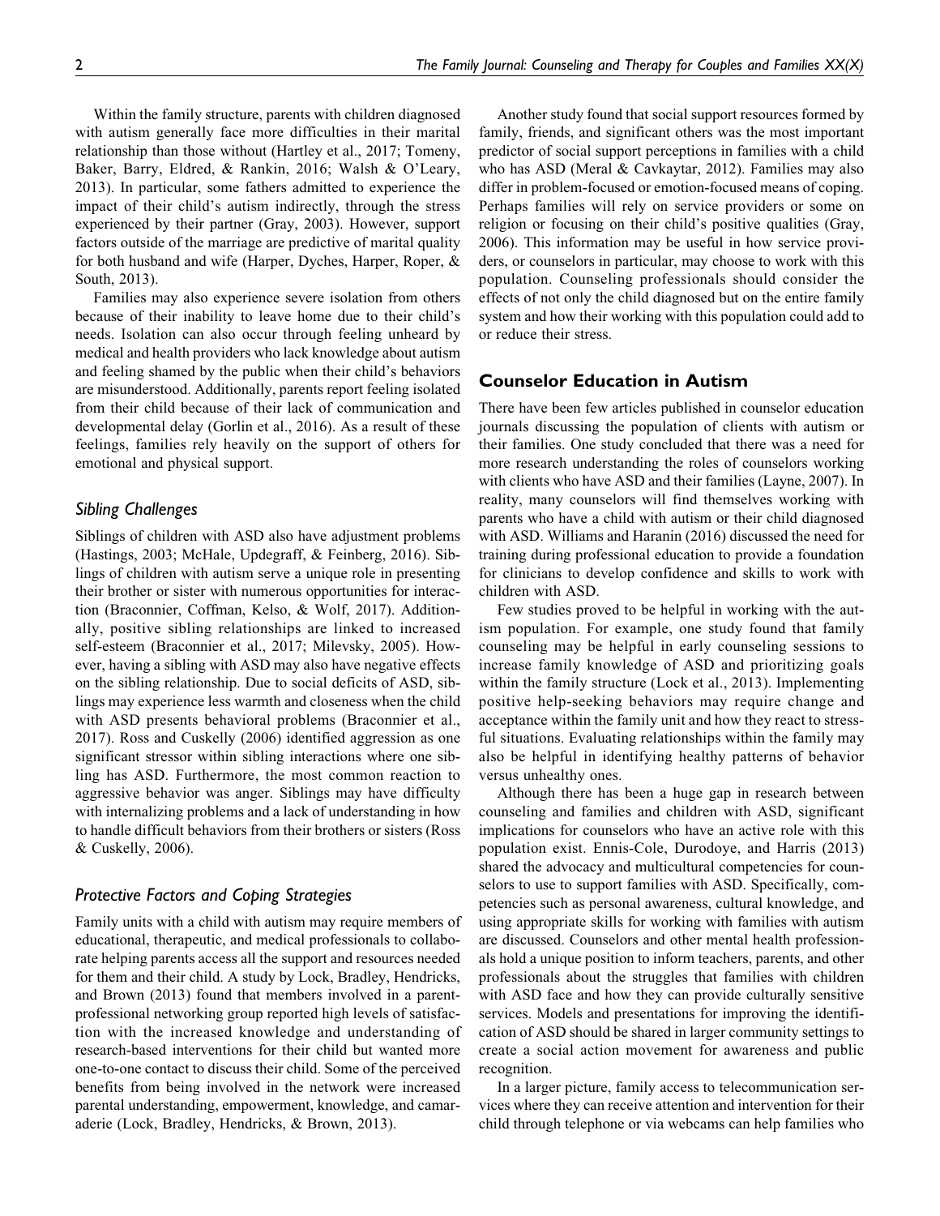Within the family structure, parents with children diagnosed with autism generally face more difficulties in their marital relationship than those without (Hartley et al., 2017; Tomeny, Baker, Barry, Eldred, & Rankin, 2016; Walsh & O'Leary, 2013). In particular, some fathers admitted to experience the impact of their child's autism indirectly, through the stress experienced by their partner (Gray, 2003). However, support factors outside of the marriage are predictive of marital quality for both husband and wife (Harper, Dyches, Harper, Roper, & South, 2013).

Families may also experience severe isolation from others because of their inability to leave home due to their child's needs. Isolation can also occur through feeling unheard by medical and health providers who lack knowledge about autism and feeling shamed by the public when their child's behaviors are misunderstood. Additionally, parents report feeling isolated from their child because of their lack of communication and developmental delay (Gorlin et al., 2016). As a result of these feelings, families rely heavily on the support of others for emotional and physical support.

### *Sibling Challenges*

Siblings of children with ASD also have adjustment problems (Hastings, 2003; McHale, Updegraff, & Feinberg, 2016). Siblings of children with autism serve a unique role in presenting their brother or sister with numerous opportunities for interaction (Braconnier, Coffman, Kelso, & Wolf, 2017). Additionally, positive sibling relationships are linked to increased self-esteem (Braconnier et al., 2017; Milevsky, 2005). However, having a sibling with ASD may also have negative effects on the sibling relationship. Due to social deficits of ASD, siblings may experience less warmth and closeness when the child with ASD presents behavioral problems (Braconnier et al., 2017). Ross and Cuskelly (2006) identified aggression as one significant stressor within sibling interactions where one sibling has ASD. Furthermore, the most common reaction to aggressive behavior was anger. Siblings may have difficulty with internalizing problems and a lack of understanding in how to handle difficult behaviors from their brothers or sisters (Ross & Cuskelly, 2006).

### *Protective Factors and Coping Strategies*

Family units with a child with autism may require members of educational, therapeutic, and medical professionals to collaborate helping parents access all the support and resources needed for them and their child. A study by Lock, Bradley, Hendricks, and Brown (2013) found that members involved in a parent-professional networking group reported high levels of satisfaction with the increased knowledge and understanding of research-based interventions for their child but wanted more one-to-one contact to discuss their child. Some of the perceived benefits from being involved in the network were increased parental understanding, empowerment, knowledge, and camaraderie (Lock, Bradley, Hendricks, & Brown, 2013).

Another study found that social support resources formed by family, friends, and significant others was the most important predictor of social support perceptions in families with a child who has ASD (Meral & Cavkaytar, 2012). Families may also differ in problem-focused or emotion-focused means of coping. Perhaps families will rely on service providers or some on religion or focusing on their child's positive qualities (Gray, 2006). This information may be useful in how service providers, or counselors in particular, may choose to work with this population. Counseling professionals should consider the effects of not only the child diagnosed but on the entire family system and how their working with this population could add to or reduce their stress.

## Counselor Education in Autism

There have been few articles published in counselor education journals discussing the population of clients with autism or their families. One study concluded that there was a need for more research understanding the roles of counselors working with clients who have ASD and their families (Layne, 2007). In reality, many counselors will find themselves working with parents who have a child with autism or their child diagnosed with ASD. Williams and Haranin (2016) discussed the need for training during professional education to provide a foundation for clinicians to develop confidence and skills to work with children with ASD.

Few studies proved to be helpful in working with the autism population. For example, one study found that family counseling may be helpful in early counseling sessions to increase family knowledge of ASD and prioritizing goals within the family structure (Lock et al., 2013). Implementing positive help-seeking behaviors may require change and acceptance within the family unit and how they react to stressful situations. Evaluating relationships within the family may also be helpful in identifying healthy patterns of behavior versus unhealthy ones.

Although there has been a huge gap in research between counseling and families and children with ASD, significant implications for counselors who have an active role with this population exist. Ennis-Cole, Durodoye, and Harris (2013) shared the advocacy and multicultural competencies for counselors to use to support families with ASD. Specifically, competencies such as personal awareness, cultural knowledge, and using appropriate skills for working with families with autism are discussed. Counselors and other mental health professionals hold a unique position to inform teachers, parents, and other professionals about the struggles that families with children with ASD face and how they can provide culturally sensitive services. Models and presentations for improving the identification of ASD should be shared in larger community settings to create a social action movement for awareness and public recognition.

In a larger picture, family access to telecommunication services where they can receive attention and intervention for their child through telephone or via webcams can help families who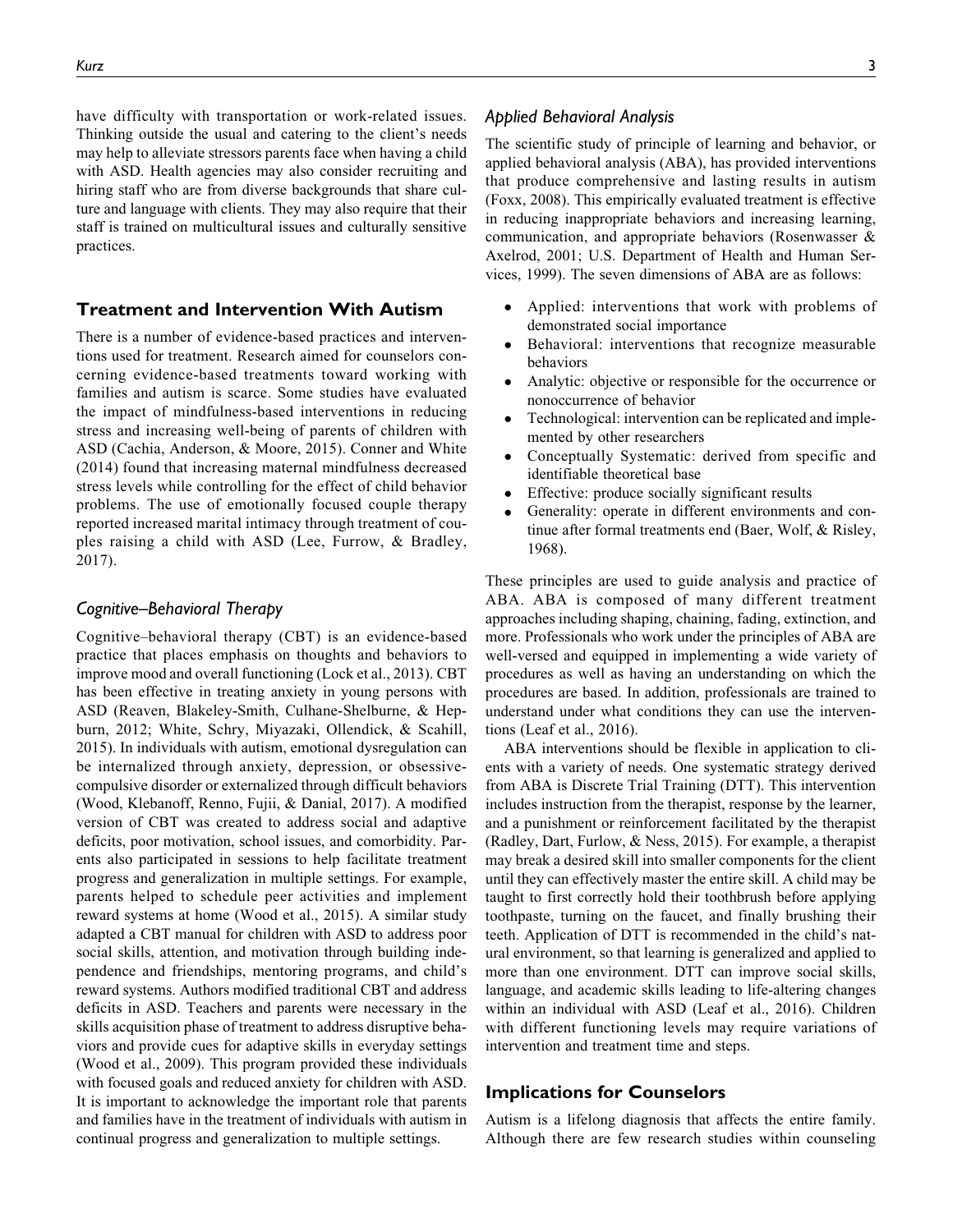have difficulty with transportation or work-related issues. Thinking outside the usual and catering to the client's needs may help to alleviate stressors parents face when having a child with ASD. Health agencies may also consider recruiting and hiring staff who are from diverse backgrounds that share culture and language with clients. They may also require that their staff is trained on multicultural issues and culturally sensitive practices.

## Treatment and Intervention With Autism

There is a number of evidence-based practices and interventions used for treatment. Research aimed for counselors concerning evidence-based treatments toward working with families and autism is scarce. Some studies have evaluated the impact of mindfulness-based interventions in reducing stress and increasing well-being of parents of children with ASD (Cachia, Anderson, & Moore, 2015). Conner and White (2014) found that increasing maternal mindfulness decreased stress levels while controlling for the effect of child behavior problems. The use of emotionally focused couple therapy reported increased marital intimacy through treatment of couples raising a child with ASD (Lee, Furrow, & Bradley, 2017).

### *Cognitive–Behavioral Therapy*

Cognitive–behavioral therapy (CBT) is an evidence-based practice that places emphasis on thoughts and behaviors to improve mood and overall functioning (Lock et al., 2013). CBT has been effective in treating anxiety in young persons with ASD (Reaven, Blakeley-Smith, Culhane-Shelburne, & Hepburn, 2012; White, Schry, Miyazaki, Ollendick, & Scahill, 2015). In individuals with autism, emotional dysregulation can be internalized through anxiety, depression, or obsessive-compulsive disorder or externalized through difficult behaviors (Wood, Klebanoff, Renno, Fujii, & Danial, 2017). A modified version of CBT was created to address social and adaptive deficits, poor motivation, school issues, and comorbidity. Parents also participated in sessions to help facilitate treatment progress and generalization in multiple settings. For example, parents helped to schedule peer activities and implement reward systems at home (Wood et al., 2015). A similar study adapted a CBT manual for children with ASD to address poor social skills, attention, and motivation through building independence and friendships, mentoring programs, and child's reward systems. Authors modified traditional CBT and address deficits in ASD. Teachers and parents were necessary in the skills acquisition phase of treatment to address disruptive behaviors and provide cues for adaptive skills in everyday settings (Wood et al., 2009). This program provided these individuals with focused goals and reduced anxiety for children with ASD. It is important to acknowledge the important role that parents and families have in the treatment of individuals with autism in continual progress and generalization to multiple settings.

### *Applied Behavioral Analysis*

The scientific study of principle of learning and behavior, or applied behavioral analysis (ABA), has provided interventions that produce comprehensive and lasting results in autism (Foxx, 2008). This empirically evaluated treatment is effective in reducing inappropriate behaviors and increasing learning, communication, and appropriate behaviors (Rosenwasser & Axelrod, 2001; U.S. Department of Health and Human Services, 1999). The seven dimensions of ABA are as follows:

- Applied: interventions that work with problems of demonstrated social importance
- Behavioral: interventions that recognize measurable behaviors
- Analytic: objective or responsible for the occurrence or nonoccurrence of behavior
- Technological: intervention can be replicated and implemented by other researchers
- Conceptually Systematic: derived from specific and identifiable theoretical base
- Effective: produce socially significant results
- Generality: operate in different environments and continue after formal treatments end (Baer, Wolf, & Risley, 1968).

These principles are used to guide analysis and practice of ABA. ABA is composed of many different treatment approaches including shaping, chaining, fading, extinction, and more. Professionals who work under the principles of ABA are well-versed and equipped in implementing a wide variety of procedures as well as having an understanding on which the procedures are based. In addition, professionals are trained to understand under what conditions they can use the interventions (Leaf et al., 2016).

ABA interventions should be flexible in application to clients with a variety of needs. One systematic strategy derived from ABA is Discrete Trial Training (DTT). This intervention includes instruction from the therapist, response by the learner, and a punishment or reinforcement facilitated by the therapist (Radley, Dart, Furlow, & Ness, 2015). For example, a therapist may break a desired skill into smaller components for the client until they can effectively master the entire skill. A child may be taught to first correctly hold their toothbrush before applying toothpaste, turning on the faucet, and finally brushing their teeth. Application of DTT is recommended in the child's natural environment, so that learning is generalized and applied to more than one environment. DTT can improve social skills, language, and academic skills leading to life-altering changes within an individual with ASD (Leaf et al., 2016). Children with different functioning levels may require variations of intervention and treatment time and steps.

## Implications for Counselors

Autism is a lifelong diagnosis that affects the entire family. Although there are few research studies within counseling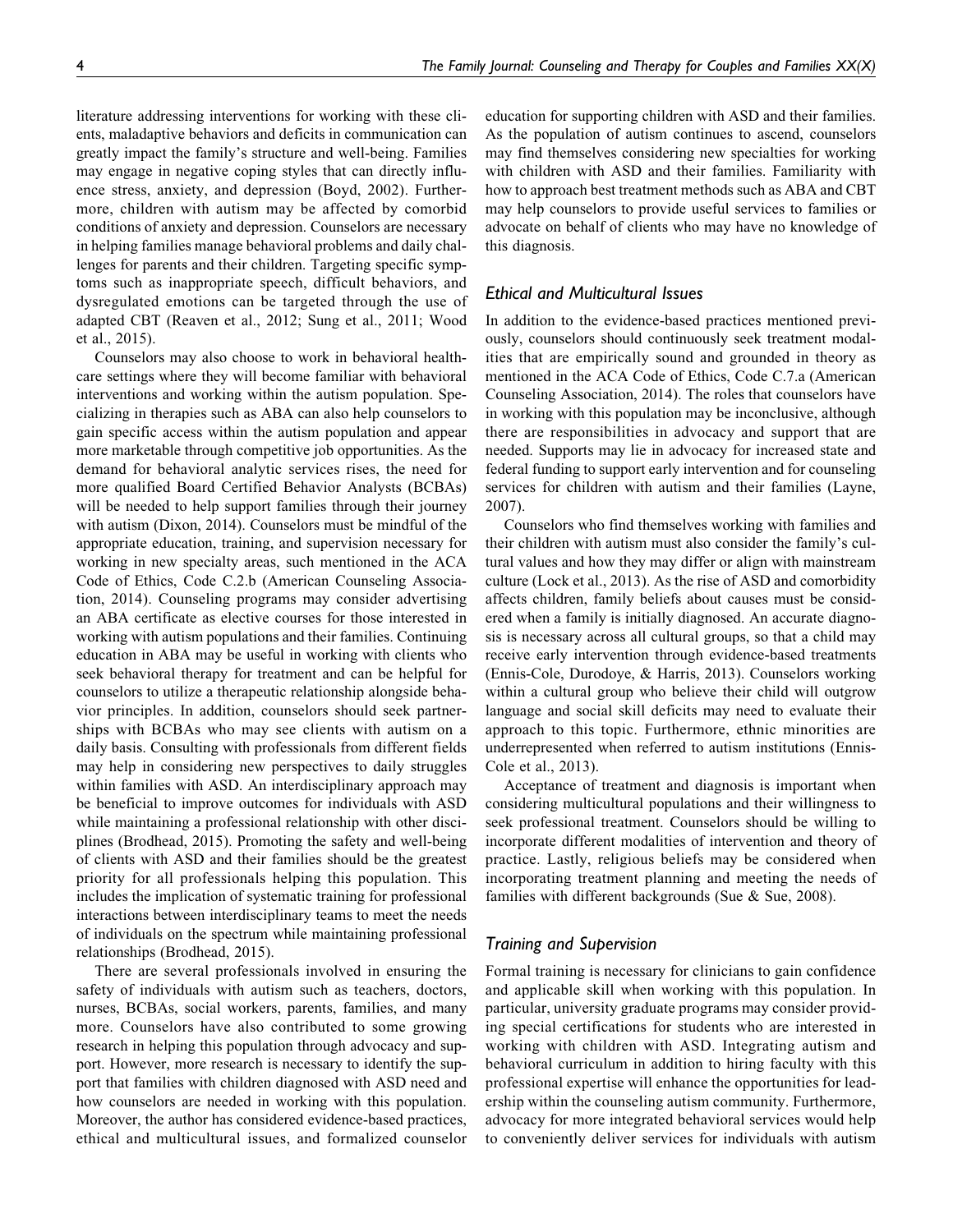literature addressing interventions for working with these clients, maladaptive behaviors and deficits in communication can greatly impact the family's structure and well-being. Families may engage in negative coping styles that can directly influence stress, anxiety, and depression (Boyd, 2002). Furthermore, children with autism may be affected by comorbid conditions of anxiety and depression. Counselors are necessary in helping families manage behavioral problems and daily challenges for parents and their children. Targeting specific symptoms such as inappropriate speech, difficult behaviors, and dysregulated emotions can be targeted through the use of adapted CBT (Reaven et al., 2012; Sung et al., 2011; Wood et al., 2015).

Counselors may also choose to work in behavioral healthcare settings where they will become familiar with behavioral interventions and working within the autism population. Specializing in therapies such as ABA can also help counselors to gain specific access within the autism population and appear more marketable through competitive job opportunities. As the demand for behavioral analytic services rises, the need for more qualified Board Certified Behavior Analysts (BCBAs) will be needed to help support families through their journey with autism (Dixon, 2014). Counselors must be mindful of the appropriate education, training, and supervision necessary for working in new specialty areas, such mentioned in the ACA Code of Ethics, Code C.2.b (American Counseling Association, 2014). Counseling programs may consider advertising an ABA certificate as elective courses for those interested in working with autism populations and their families. Continuing education in ABA may be useful in working with clients who seek behavioral therapy for treatment and can be helpful for counselors to utilize a therapeutic relationship alongside behavior principles. In addition, counselors should seek partnerships with BCBAs who may see clients with autism on a daily basis. Consulting with professionals from different fields may help in considering new perspectives to daily struggles within families with ASD. An interdisciplinary approach may be beneficial to improve outcomes for individuals with ASD while maintaining a professional relationship with other disciplines (Brodhead, 2015). Promoting the safety and well-being of clients with ASD and their families should be the greatest priority for all professionals helping this population. This includes the implication of systematic training for professional interactions between interdisciplinary teams to meet the needs of individuals on the spectrum while maintaining professional relationships (Brodhead, 2015).

There are several professionals involved in ensuring the safety of individuals with autism such as teachers, doctors, nurses, BCBAs, social workers, parents, families, and many more. Counselors have also contributed to some growing research in helping this population through advocacy and support. However, more research is necessary to identify the support that families with children diagnosed with ASD need and how counselors are needed in working with this population. Moreover, the author has considered evidence-based practices, ethical and multicultural issues, and formalized counselor education for supporting children with ASD and their families. As the population of autism continues to ascend, counselors may find themselves considering new specialties for working with children with ASD and their families. Familiarity with how to approach best treatment methods such as ABA and CBT may help counselors to provide useful services to families or advocate on behalf of clients who may have no knowledge of this diagnosis.

### *Ethical and Multicultural Issues*

In addition to the evidence-based practices mentioned previously, counselors should continuously seek treatment modalities that are empirically sound and grounded in theory as mentioned in the ACA Code of Ethics, Code C.7.a (American Counseling Association, 2014). The roles that counselors have in working with this population may be inconclusive, although there are responsibilities in advocacy and support that are needed. Supports may lie in advocacy for increased state and federal funding to support early intervention and for counseling services for children with autism and their families (Layne, 2007).

Counselors who find themselves working with families and their children with autism must also consider the family's cultural values and how they may differ or align with mainstream culture (Lock et al., 2013). As the rise of ASD and comorbidity affects children, family beliefs about causes must be considered when a family is initially diagnosed. An accurate diagnosis is necessary across all cultural groups, so that a child may receive early intervention through evidence-based treatments (Ennis-Cole, Durodoye, & Harris, 2013). Counselors working within a cultural group who believe their child will outgrow language and social skill deficits may need to evaluate their approach to this topic. Furthermore, ethnic minorities are underrepresented when referred to autism institutions (Ennis-Cole et al., 2013).

Acceptance of treatment and diagnosis is important when considering multicultural populations and their willingness to seek professional treatment. Counselors should be willing to incorporate different modalities of intervention and theory of practice. Lastly, religious beliefs may be considered when incorporating treatment planning and meeting the needs of families with different backgrounds (Sue & Sue, 2008).

### *Training and Supervision*

Formal training is necessary for clinicians to gain confidence and applicable skill when working with this population. In particular, university graduate programs may consider providing special certifications for students who are interested in working with children with ASD. Integrating autism and behavioral curriculum in addition to hiring faculty with this professional expertise will enhance the opportunities for leadership within the counseling autism community. Furthermore, advocacy for more integrated behavioral services would help to conveniently deliver services for individuals with autism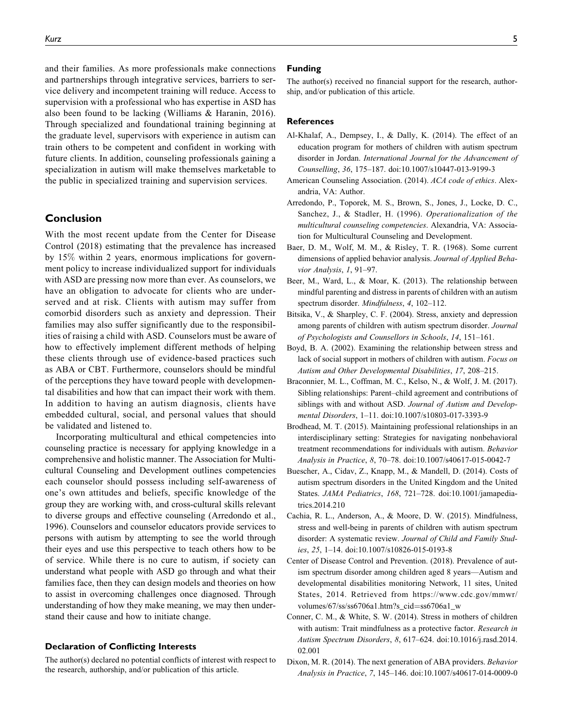and their families. As more professionals make connections and partnerships through integrative services, barriers to service delivery and incompetent training will reduce. Access to supervision with a professional who has expertise in ASD has also been found to be lacking (Williams & Haranin, 2016). Through specialized and foundational training beginning at the graduate level, supervisors with experience in autism can train others to be competent and confident in working with future clients. In addition, counseling professionals gaining a specialization in autism will make themselves marketable to the public in specialized training and supervision services.

## Conclusion

With the most recent update from the Center for Disease Control (2018) estimating that the prevalence has increased by 15% within 2 years, enormous implications for government policy to increase individualized support for individuals with ASD are pressing now more than ever. As counselors, we have an obligation to advocate for clients who are underserved and at risk. Clients with autism may suffer from comorbid disorders such as anxiety and depression. Their families may also suffer significantly due to the responsibilities of raising a child with ASD. Counselors must be aware of how to effectively implement different methods of helping these clients through use of evidence-based practices such as ABA or CBT. Furthermore, counselors should be mindful of the perceptions they have toward people with developmental disabilities and how that can impact their work with them. In addition to having an autism diagnosis, clients have embedded cultural, social, and personal values that should be validated and listened to.

Incorporating multicultural and ethical competencies into counseling practice is necessary for applying knowledge in a comprehensive and holistic manner. The Association for Multicultural Counseling and Development outlines competencies each counselor should possess including self-awareness of one's own attitudes and beliefs, specific knowledge of the group they are working with, and cross-cultural skills relevant to diverse groups and effective counseling (Arredondo et al., 1996). Counselors and counselor educators provide services to persons with autism by attempting to see the world through their eyes and use this perspective to teach others how to be of service. While there is no cure to autism, if society can understand what people with ASD go through and what their families face, then they can design models and theories on how to assist in overcoming challenges once diagnosed. Through understanding of how they make meaning, we may then understand their cause and how to initiate change.

### Declaration of Conflicting Interests

The author(s) declared no potential conflicts of interest with respect to the research, authorship, and/or publication of this article.

### Funding

The author(s) received no financial support for the research, authorship, and/or publication of this article.

### References

Al-Khalaf, A., Dempsey, I., & Dally, K. (2014). The effect of an education program for mothers of children with autism spectrum disorder in Jordan. *International Journal for the Advancement of Counselling*, *36*, 175–187. doi:10.1007/s10447-013-9199-3

American Counseling Association. (2014). *ACA code of ethics*. Alexandria, VA: Author.

Arredondo, P., Toporek, M. S., Brown, S., Jones, J., Locke, D. C., Sanchez, J., & Stadler, H. (1996). *Operationalization of the multicultural counseling competencies*. Alexandria, VA: Association for Multicultural Counseling and Development.

Baer, D. M., Wolf, M. M., & Risley, T. R. (1968). Some current dimensions of applied behavior analysis. *Journal of Applied Behavior Analysis*, *1*, 91–97.

Beer, M., Ward, L., & Moar, K. (2013). The relationship between mindful parenting and distress in parents of children with an autism spectrum disorder. *Mindfulness*, *4*, 102–112.

Bitsika, V., & Sharpley, C. F. (2004). Stress, anxiety and depression among parents of children with autism spectrum disorder. *Journal of Psychologists and Counsellors in Schools*, *14*, 151–161.

Boyd, B. A. (2002). Examining the relationship between stress and lack of social support in mothers of children with autism. *Focus on Autism and Other Developmental Disabilities*, *17*, 208–215.

Braconnier, M. L., Coffman, M. C., Kelso, N., & Wolf, J. M. (2017). Sibling relationships: Parent–child agreement and contributions of siblings with and without ASD. *Journal of Autism and Developmental Disorders*, 1–11. doi:10.1007/s10803-017-3393-9

Brodhead, M. T. (2015). Maintaining professional relationships in an interdisciplinary setting: Strategies for navigating nonbehavioral treatment recommendations for individuals with autism. *Behavior Analysis in Practice*, *8*, 70–78. doi:10.1007/s40617-015-0042-7

Buescher, A., Cidav, Z., Knapp, M., & Mandell, D. (2014). Costs of autism spectrum disorders in the United Kingdom and the United States. *JAMA Pediatrics*, *168*, 721–728. doi:10.1001/jamapediatrics.2014.210

Cachia, R. L., Anderson, A., & Moore, D. W. (2015). Mindfulness, stress and well-being in parents of children with autism spectrum disorder: A systematic review. *Journal of Child and Family Studies*, *25*, 1–14. doi:10.1007/s10826-015-0193-8

Center of Disease Control and Prevention. (2018). Prevalence of autism spectrum disorder among children aged 8 years—Autism and developmental disabilities monitoring Network, 11 sites, United States, 2014. Retrieved from https://www.cdc.gov/mmwr/volumes/67/ss/ss6706a1.htm?s_cid=ss6706a1_w

Conner, C. M., & White, S. W. (2014). Stress in mothers of children with autism: Trait mindfulness as a protective factor. *Research in Autism Spectrum Disorders*, *8*, 617–624. doi:10.1016/j.rasd.2014.02.001

Dixon, M. R. (2014). The next generation of ABA providers. *Behavior Analysis in Practice*, *7*, 145–146. doi:10.1007/s40617-014-0009-0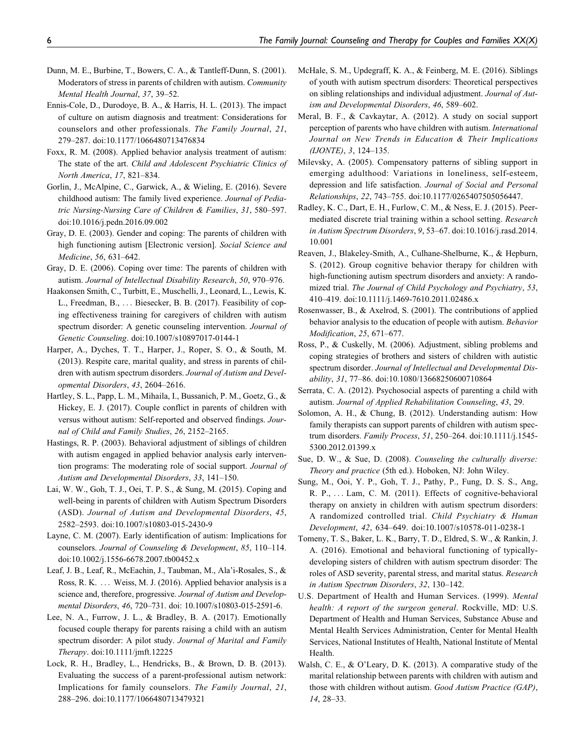Dunn, M. E., Burbine, T., Bowers, C. A., & Tantleff-Dunn, S. (2001). Moderators of stress in parents of children with autism. *Community Mental Health Journal*, *37*, 39–52.

Ennis-Cole, D., Durodoye, B. A., & Harris, H. L. (2013). The impact of culture on autism diagnosis and treatment: Considerations for counselors and other professionals. *The Family Journal*, *21*, 279–287. doi:10.1177/1066480713476834

Foxx, R. M. (2008). Applied behavior analysis treatment of autism: The state of the art. *Child and Adolescent Psychiatric Clinics of North America*, *17*, 821–834.

Gorlin, J., McAlpine, C., Garwick, A., & Wieling, E. (2016). Severe childhood autism: The family lived experience. *Journal of Pediatric Nursing-Nursing Care of Children & Families*, *31*, 580–597. doi:10.1016/j.pedn.2016.09.002

Gray, D. E. (2003). Gender and coping: The parents of children with high functioning autism [Electronic version]. *Social Science and Medicine*, *56*, 631–642.

Gray, D. E. (2006). Coping over time: The parents of children with autism. *Journal of Intellectual Disability Research*, *50*, 970–976.

Haakonsen Smith, C., Turbitt, E., Muschelli, J., Leonard, L., Lewis, K. L., Freedman, B., … Biesecker, B. B. (2017). Feasibility of coping effectiveness training for caregivers of children with autism spectrum disorder: A genetic counseling intervention. *Journal of Genetic Counseling*. doi:10.1007/s10897017-0144-1

Harper, A., Dyches, T. T., Harper, J., Roper, S. O., & South, M. (2013). Respite care, marital quality, and stress in parents of children with autism spectrum disorders. *Journal of Autism and Developmental Disorders*, *43*, 2604–2616.

Hartley, S. L., Papp, L. M., Mihaila, I., Bussanich, P. M., Goetz, G., & Hickey, E. J. (2017). Couple conflict in parents of children with versus without autism: Self-reported and observed findings. *Journal of Child and Family Studies*, *26*, 2152–2165.

Hastings, R. P. (2003). Behavioral adjustment of siblings of children with autism engaged in applied behavior analysis early intervention programs: The moderating role of social support. *Journal of Autism and Developmental Disorders*, *33*, 141–150.

Lai, W. W., Goh, T. J., Oei, T. P. S., & Sung, M. (2015). Coping and well-being in parents of children with Autism Spectrum Disorders (ASD). *Journal of Autism and Developmental Disorders*, *45*, 2582–2593. doi:10.1007/s10803-015-2430-9

Layne, C. M. (2007). Early identification of autism: Implications for counselors. *Journal of Counseling & Development*, *85*, 110–114. doi:10.1002/j.1556-6678.2007.tb00452.x

Leaf, J. B., Leaf, R., McEachin, J., Taubman, M., Ala'i-Rosales, S., & Ross, R. K. … Weiss, M. J. (2016). Applied behavior analysis is a science and, therefore, progressive. *Journal of Autism and Developmental Disorders*, *46*, 720–731. doi: 10.1007/s10803-015-2591-6.

Lee, N. A., Furrow, J. L., & Bradley, B. A. (2017). Emotionally focused couple therapy for parents raising a child with an autism spectrum disorder: A pilot study. *Journal of Marital and Family Therapy*. doi:10.1111/jmft.12225

Lock, R. H., Bradley, L., Hendricks, B., & Brown, D. B. (2013). Evaluating the success of a parent-professional autism network: Implications for family counselors. *The Family Journal*, *21*, 288–296. doi:10.1177/1066480713479321

McHale, S. M., Updegraff, K. A., & Feinberg, M. E. (2016). Siblings of youth with autism spectrum disorders: Theoretical perspectives on sibling relationships and individual adjustment. *Journal of Autism and Developmental Disorders*, *46*, 589–602.

Meral, B. F., & Cavkaytar, A. (2012). A study on social support perception of parents who have children with autism. *International Journal on New Trends in Education & Their Implications (IJONTE)*, *3*, 124–135.

Milevsky, A. (2005). Compensatory patterns of sibling support in emerging adulthood: Variations in loneliness, self-esteem, depression and life satisfaction. *Journal of Social and Personal Relationships*, *22*, 743–755. doi:10.1177/0265407505056447.

Radley, K. C., Dart, E. H., Furlow, C. M., & Ness, E. J. (2015). Peer-mediated discrete trial training within a school setting. *Research in Autism Spectrum Disorders*, *9*, 53–67. doi:10.1016/j.rasd.2014.10.001

Reaven, J., Blakeley-Smith, A., Culhane-Shelburne, K., & Hepburn, S. (2012). Group cognitive behavior therapy for children with high-functioning autism spectrum disorders and anxiety: A randomized trial. *The Journal of Child Psychology and Psychiatry*, *53*, 410–419. doi:10.1111/j.1469-7610.2011.02486.x

Rosenwasser, B., & Axelrod, S. (2001). The contributions of applied behavior analysis to the education of people with autism. *Behavior Modification*, *25*, 671–677.

Ross, P., & Cuskelly, M. (2006). Adjustment, sibling problems and coping strategies of brothers and sisters of children with autistic spectrum disorder. *Journal of Intellectual and Developmental Disability*, *31*, 77–86. doi:10.1080/13668250600710864

Serrata, C. A. (2012). Psychosocial aspects of parenting a child with autism. *Journal of Applied Rehabilitation Counseling*, *43*, 29.

Solomon, A. H., & Chung, B. (2012). Understanding autism: How family therapists can support parents of children with autism spectrum disorders. *Family Process*, *51*, 250–264. doi:10.1111/j.1545-5300.2012.01399.x

Sue, D. W., & Sue, D. (2008). *Counseling the culturally diverse: Theory and practice* (5th ed.). Hoboken, NJ: John Wiley.

Sung, M., Ooi, Y. P., Goh, T. J., Pathy, P., Fung, D. S. S., Ang, R. P., … Lam, C. M. (2011). Effects of cognitive-behavioral therapy on anxiety in children with autism spectrum disorders: A randomized controlled trial. *Child Psychiatry & Human Development*, *42*, 634–649. doi:10.1007/s10578-011-0238-1

Tomeny, T. S., Baker, L. K., Barry, T. D., Eldred, S. W., & Rankin, J. A. (2016). Emotional and behavioral functioning of typically-developing sisters of children with autism spectrum disorder: The roles of ASD severity, parental stress, and marital status. *Research in Autism Spectrum Disorders*, *32*, 130–142.

U.S. Department of Health and Human Services. (1999). *Mental health: A report of the surgeon general*. Rockville, MD: U.S. Department of Health and Human Services, Substance Abuse and Mental Health Services Administration, Center for Mental Health Services, National Institutes of Health, National Institute of Mental Health.

Walsh, C. E., & O'Leary, D. K. (2013). A comparative study of the marital relationship between parents with children with autism and those with children without autism. *Good Autism Practice (GAP)*, *14*, 28–33.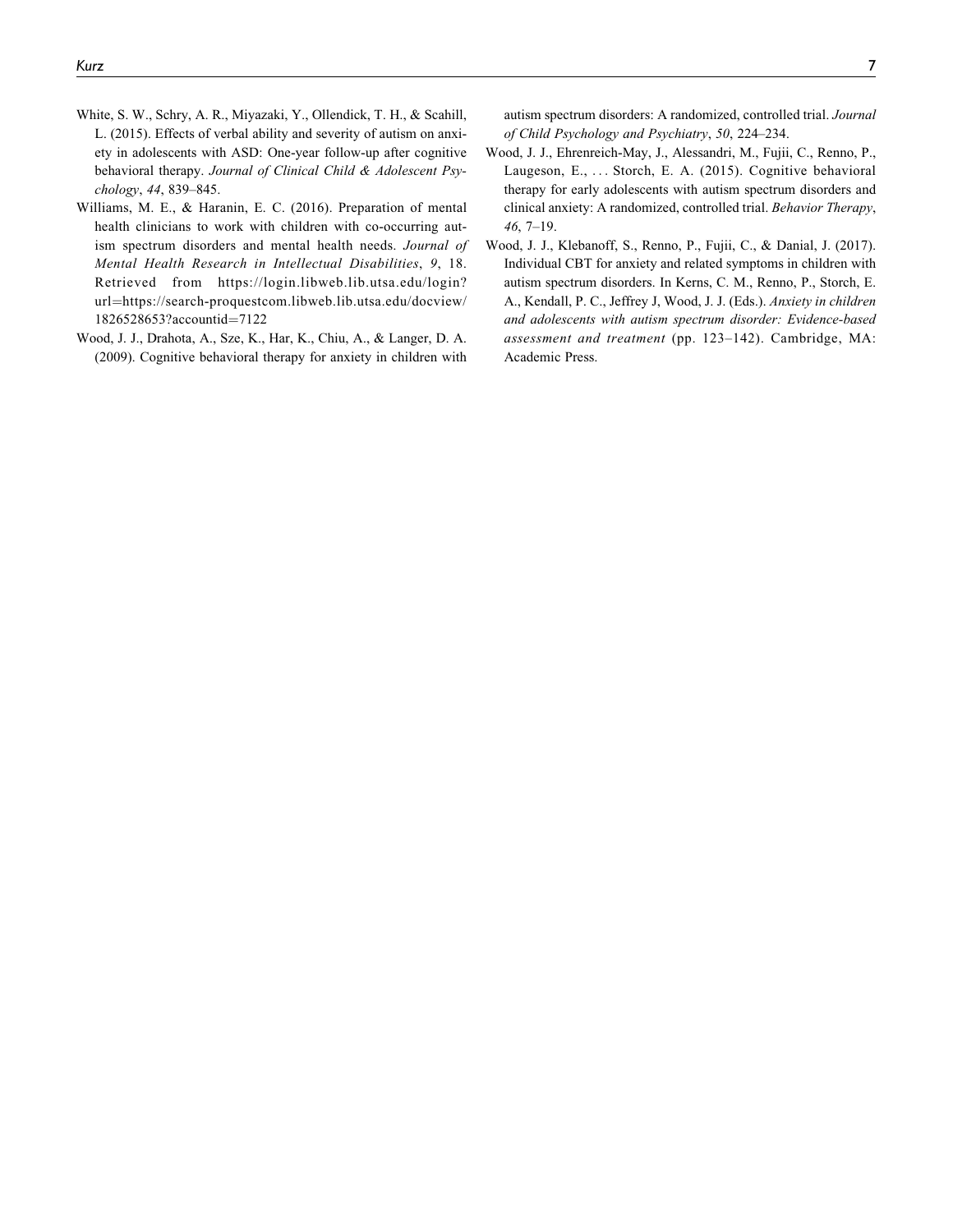White, S. W., Schry, A. R., Miyazaki, Y., Ollendick, T. H., & Scahill, L. (2015). Effects of verbal ability and severity of autism on anxiety in adolescents with ASD: One-year follow-up after cognitive behavioral therapy. *Journal of Clinical Child & Adolescent Psychology*, *44*, 839–845.

Williams, M. E., & Haranin, E. C. (2016). Preparation of mental health clinicians to work with children with co-occurring autism spectrum disorders and mental health needs. *Journal of Mental Health Research in Intellectual Disabilities*, *9*, 18. Retrieved from https://login.libweb.lib.utsa.edu/login?url=https://search-proquestcom.libweb.lib.utsa.edu/docview/1826528653?accountid=7122

Wood, J. J., Drahota, A., Sze, K., Har, K., Chiu, A., & Langer, D. A. (2009). Cognitive behavioral therapy for anxiety in children with autism spectrum disorders: A randomized, controlled trial. *Journal of Child Psychology and Psychiatry*, *50*, 224–234.

Wood, J. J., Ehrenreich-May, J., Alessandri, M., Fujii, C., Renno, P., Laugeson, E., . . . Storch, E. A. (2015). Cognitive behavioral therapy for early adolescents with autism spectrum disorders and clinical anxiety: A randomized, controlled trial. *Behavior Therapy*, *46*, 7–19.

Wood, J. J., Klebanoff, S., Renno, P., Fujii, C., & Danial, J. (2017). Individual CBT for anxiety and related symptoms in children with autism spectrum disorders. In Kerns, C. M., Renno, P., Storch, E. A., Kendall, P. C., Jeffrey J, Wood, J. J. (Eds.). *Anxiety in children and adolescents with autism spectrum disorder: Evidence-based assessment and treatment* (pp. 123–142). Cambridge, MA: Academic Press.